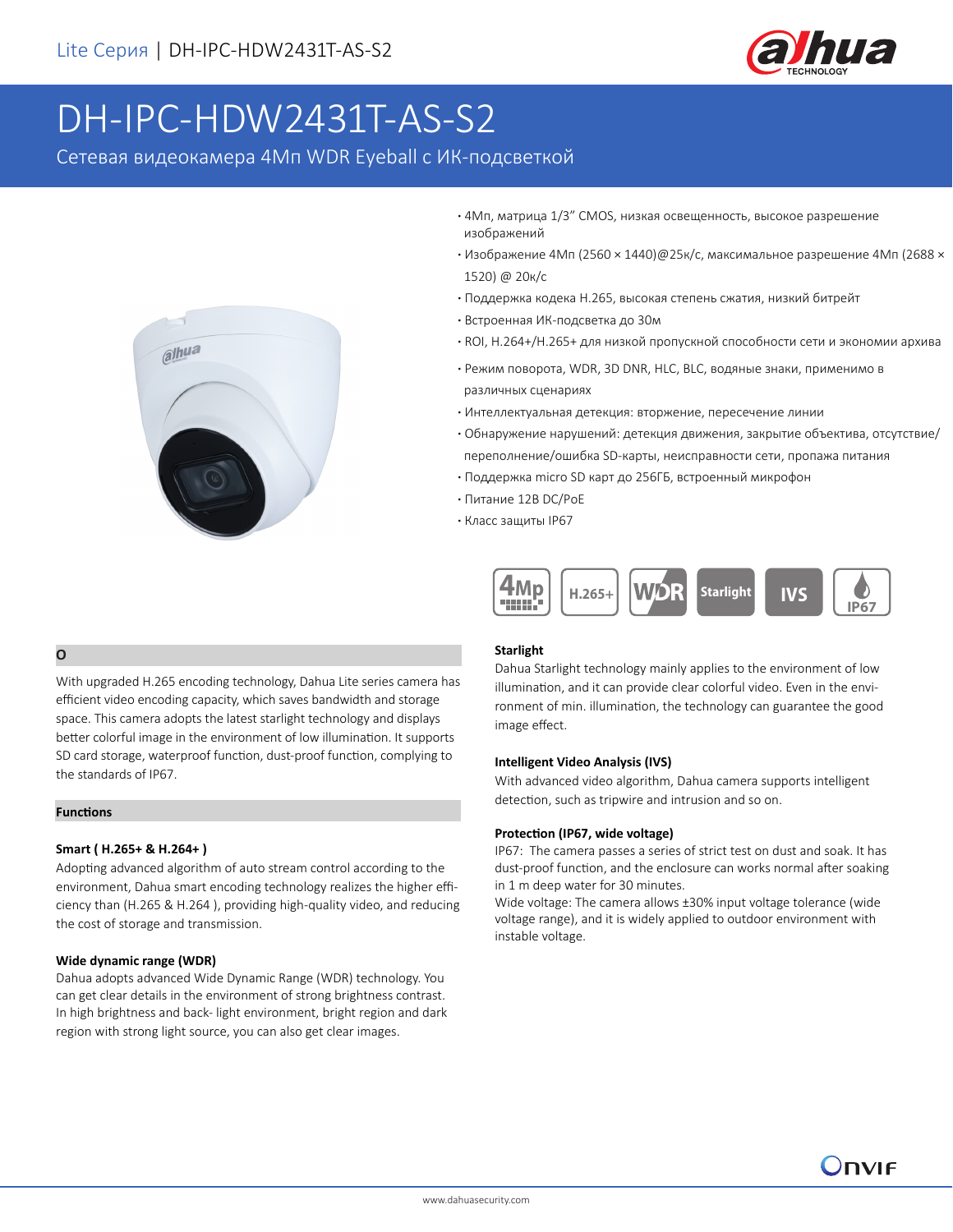Lite Серия | DH-IPC-HDW2431T-AS-S2

# DH-IPC-HDW2431T-AS-S2

Сетевая видеокамера 4Мп WDR Eyeball с ИК-подсветкой

- 4Мп, матрица 1/3" CMOS, низкая освещенность, высокое разрешение изображений
- Изображение 4Мп (2560 × 1440)@25к/с, максимальное разрешение 4Мп (2688 × 1520) @ 20к/с
- Поддержка кодека H.265, высокая степень сжатия, низкий битрейт
- Встроенная ИК-подсветка до 30м
- ROI, H.264+/H.265+ для низкой пропускной способности сети и экономии архива
- Режим поворота, WDR, 3D DNR, HLC, BLC, водяные знаки, применимо в различных сценариях
- Интеллектуальная детекция: вторжение, пересечение линии
- Обнаружение нарушений: детекция движения, закрытие объектива, отсутствие/переполнение/ошибка SD-карты, неисправности сети, пропажа питания
- Поддержка micro SD карт до 256ГБ, встроенный микрофон
- Питание 12В DC/PoE
- Класс защиты IP67

4Mp | H.265+ | WDR | Starlight | IVS | IP67

## O

With upgraded H.265 encoding technology, Dahua Lite series camera has efficient video encoding capacity, which saves bandwidth and storage space. This camera adopts the latest starlight technology and displays better colorful image in the environment of low illumination. It supports SD card storage, waterproof function, dust-proof function, complying to the standards of IP67.

## Functions

### Smart ( H.265+ & H.264+ )

Adopting advanced algorithm of auto stream control according to the environment, Dahua smart encoding technology realizes the higher efficiency than (H.265 & H.264 ), providing high-quality video, and reducing the cost of storage and transmission.

### Wide dynamic range (WDR)

Dahua adopts advanced Wide Dynamic Range (WDR) technology. You can get clear details in the environment of strong brightness contrast. In high brightness and back- light environment, bright region and dark region with strong light source, you can also get clear images.

### Starlight

Dahua Starlight technology mainly applies to the environment of low illumination, and it can provide clear colorful video. Even in the environment of min. illumination, the technology can guarantee the good image effect.

### Intelligent Video Analysis (IVS)

With advanced video algorithm, Dahua camera supports intelligent detection, such as tripwire and intrusion and so on.

### Protection (IP67, wide voltage)

IP67: The camera passes a series of strict test on dust and soak. It has dust-proof function, and the enclosure can works normal after soaking in 1 m deep water for 30 minutes.

Wide voltage: The camera allows ±30% input voltage tolerance (wide voltage range), and it is widely applied to outdoor environment with instable voltage.

www.dahuasecurity.com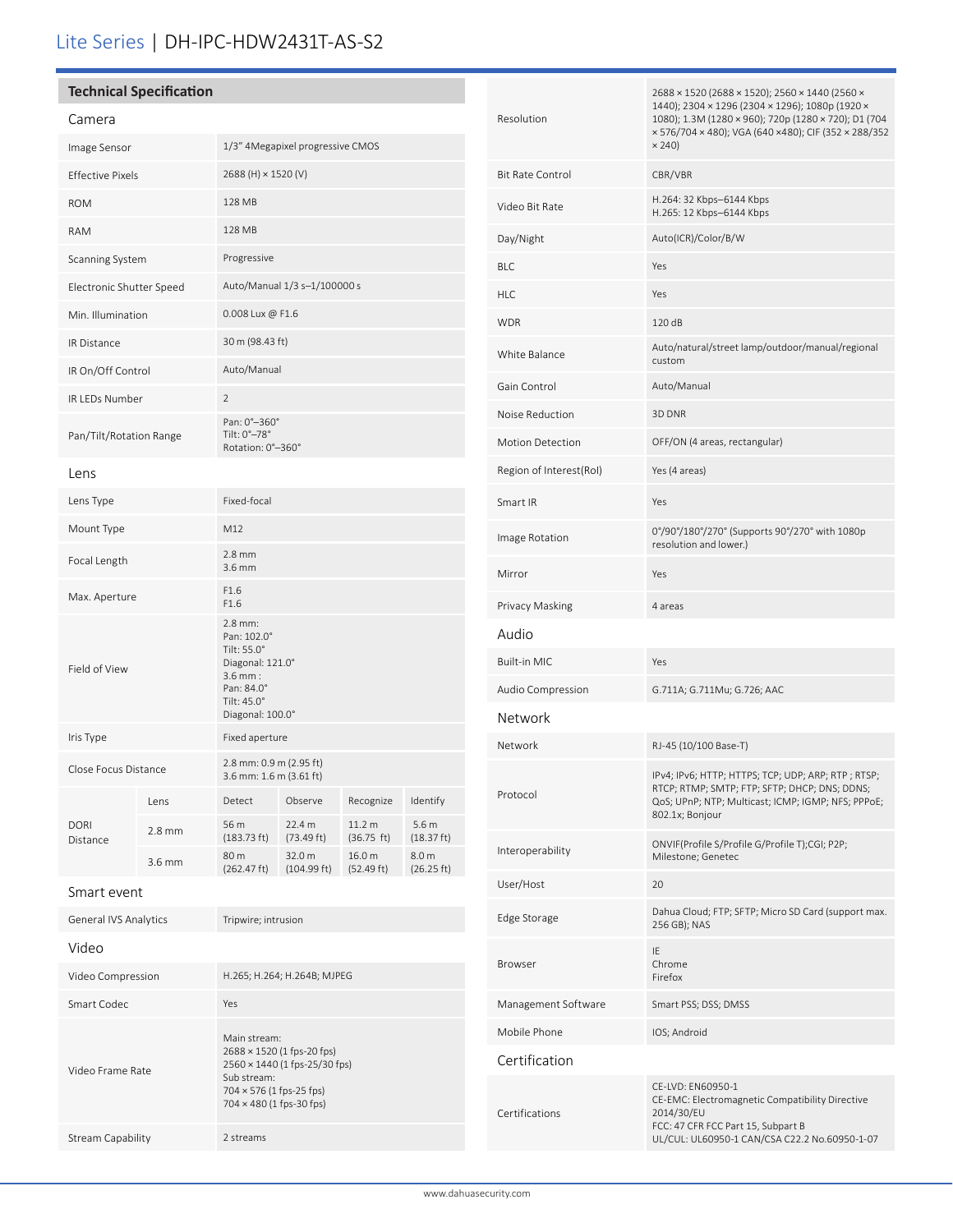# Lite Series | DH-IPC-HDW2431T-AS-S2

## Technical Specification

### Camera

| | |
|---|---|
| Image Sensor | 1/3" 4Megapixel progressive CMOS |
| Effective Pixels | 2688 (H) × 1520 (V) |
| ROM | 128 MB |
| RAM | 128 MB |
| Scanning System | Progressive |
| Electronic Shutter Speed | Auto/Manual 1/3 s–1/100000 s |
| Min. Illumination | 0.008 Lux @ F1.6 |
| IR Distance | 30 m (98.43 ft) |
| IR On/Off Control | Auto/Manual |
| IR LEDs Number | 2 |
| Pan/Tilt/Rotation Range | Pan: 0°–360°<br>Tilt: 0°–78°<br>Rotation: 0°–360° |

### Lens

| | |
|---|---|
| Lens Type | Fixed-focal |
| Mount Type | M12 |
| Focal Length | 2.8 mm<br>3.6 mm |
| Max. Aperture | F1.6<br>F1.6 |
| Field of View | 2.8 mm:<br>Pan: 102.0°<br>Tilt: 55.0°<br>Diagonal: 121.0°<br>3.6 mm :<br>Pan: 84.0°<br>Tilt: 45.0°<br>Diagonal: 100.0° |
| Iris Type | Fixed aperture |
| Close Focus Distance | 2.8 mm: 0.9 m (2.95 ft)<br>3.6 mm: 1.6 m (3.61 ft) |

| DORI Distance | Lens | Detect | Observe | Recognize | Identify |
|---|---|---|---|---|---|
| | 2.8 mm | 56 m (183.73 ft) | 22.4 m (73.49 ft) | 11.2 m (36.75 ft) | 5.6 m (18.37 ft) |
| | 3.6 mm | 80 m (262.47 ft) | 32.0 m (104.99 ft) | 16.0 m (52.49 ft) | 8.0 m (26.25 ft) |

### Smart event

| | |
|---|---|
| General IVS Analytics | Tripwire; intrusion |

### Video

| | |
|---|---|
| Video Compression | H.265; H.264; H.264B; MJPEG |
| Smart Codec | Yes |
| Video Frame Rate | Main stream:<br>2688 × 1520 (1 fps-20 fps)<br>2560 × 1440 (1 fps-25/30 fps)<br>Sub stream:<br>704 × 576 (1 fps-25 fps)<br>704 × 480 (1 fps-30 fps) |
| Stream Capability | 2 streams |
| Resolution | 2688 × 1520 (2688 × 1520); 2560 × 1440 (2560 × 1440); 2304 × 1296 (2304 × 1296); 1080p (1920 × 1080); 1.3M (1280 × 960); 720p (1280 × 720); D1 (704 × 576/704 × 480); VGA (640 ×480); CIF (352 × 288/352 × 240) |
| Bit Rate Control | CBR/VBR |
| Video Bit Rate | H.264: 32 Kbps–6144 Kbps<br>H.265: 12 Kbps–6144 Kbps |
| Day/Night | Auto(ICR)/Color/B/W |
| BLC | Yes |
| HLC | Yes |
| WDR | 120 dB |
| White Balance | Auto/natural/street lamp/outdoor/manual/regional custom |
| Gain Control | Auto/Manual |
| Noise Reduction | 3D DNR |
| Motion Detection | OFF/ON (4 areas, rectangular) |
| Region of Interest(RoI) | Yes (4 areas) |
| Smart IR | Yes |
| Image Rotation | 0°/90°/180°/270° (Supports 90°/270° with 1080p resolution and lower.) |
| Mirror | Yes |
| Privacy Masking | 4 areas |

### Audio

| | |
|---|---|
| Built-in MIC | Yes |
| Audio Compression | G.711A; G.711Mu; G.726; AAC |

### Network

| | |
|---|---|
| Network | RJ-45 (10/100 Base-T) |
| Protocol | IPv4; IPv6; HTTP; HTTPS; TCP; UDP; ARP; RTP ; RTSP; RTCP; RTMP; SMTP; FTP; SFTP; DHCP; DNS; DDNS; QoS; UPnP; NTP; Multicast; ICMP; IGMP; NFS; PPPoE; 802.1x; Bonjour |
| Interoperability | ONVIF(Profile S/Profile G/Profile T);CGI; P2P; Milestone; Genetec |
| User/Host | 20 |
| Edge Storage | Dahua Cloud; FTP; SFTP; Micro SD Card (support max. 256 GB); NAS |
| Browser | IE<br>Chrome<br>Firefox |
| Management Software | Smart PSS; DSS; DMSS |
| Mobile Phone | IOS; Android |

### Certification

| | |
|---|---|
| Certifications | CE-LVD: EN60950-1<br>CE-EMC: Electromagnetic Compatibility Directive 2014/30/EU<br>FCC: 47 CFR FCC Part 15, Subpart B<br>UL/CUL: UL60950-1 CAN/CSA C22.2 No.60950-1-07 |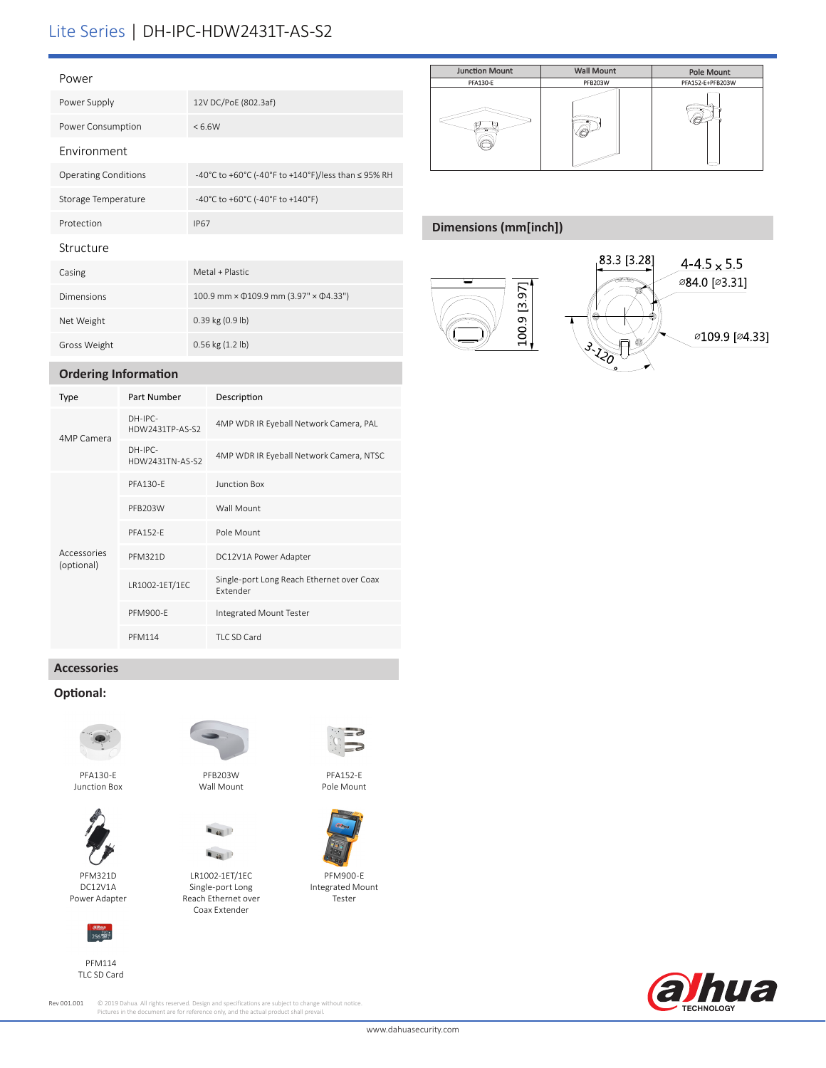# Lite Series | DH-IPC-HDW2431T-AS-S2

### Power

| | |
|---|---|
| Power Supply | 12V DC/PoE (802.3af) |
| Power Consumption | < 6.6W |

### Environment

| | |
|---|---|
| Operating Conditions | -40°C to +60°C (-40°F to +140°F)/less than ≤ 95% RH |
| Storage Temperature | -40°C to +60°C (-40°F to +140°F) |
| Protection | IP67 |

### Structure

| | |
|---|---|
| Casing | Metal + Plastic |
| Dimensions | 100.9 mm × Φ109.9 mm (3.97" × Φ4.33") |
| Net Weight | 0.39 kg (0.9 lb) |
| Gross Weight | 0.56 kg (1.2 lb) |

## Ordering Information

| Type | Part Number | Description |
|---|---|---|
| 4MP Camera | DH-IPC-HDW2431TP-AS-S2 | 4MP WDR IR Eyeball Network Camera, PAL |
| | DH-IPC-HDW2431TN-AS-S2 | 4MP WDR IR Eyeball Network Camera, NTSC |
| Accessories (optional) | PFA130-E | Junction Box |
| | PFB203W | Wall Mount |
| | PFA152-E | Pole Mount |
| | PFM321D | DC12V1A Power Adapter |
| | LR1002-1ET/1EC | Single-port Long Reach Ethernet over Coax Extender |
| | PFM900-E | Integrated Mount Tester |
| | PFM114 | TLC SD Card |

## Accessories

**Optional:**

PFA130-E
Junction Box

PFB203W
Wall Mount

PFA152-E
Pole Mount

PFM321D
DC12V1A
Power Adapter

LR1002-1ET/1EC
Single-port Long
Reach Ethernet over
Coax Extender

PFM900-E
Integrated Mount
Tester

PFM114
TLC SD Card

| Junction Mount | Wall Mount | Pole Mount |
|---|---|---|
| PFA130-E | PFB203W | PFA152-E+PFB203W |

## Dimensions (mm[inch])

100.9 [3.97]

83.3 [3.28]

4-4.5 × 5.5

⌀84.0 [⌀3.31]

⌀109.9 [⌀4.33]

3-120°

Rev 001.001 © 2019 Dahua. All rights reserved. Design and specifications are subject to change without notice.
Pictures in the document are for reference only, and the actual product shall prevail.

www.dahuasecurity.com